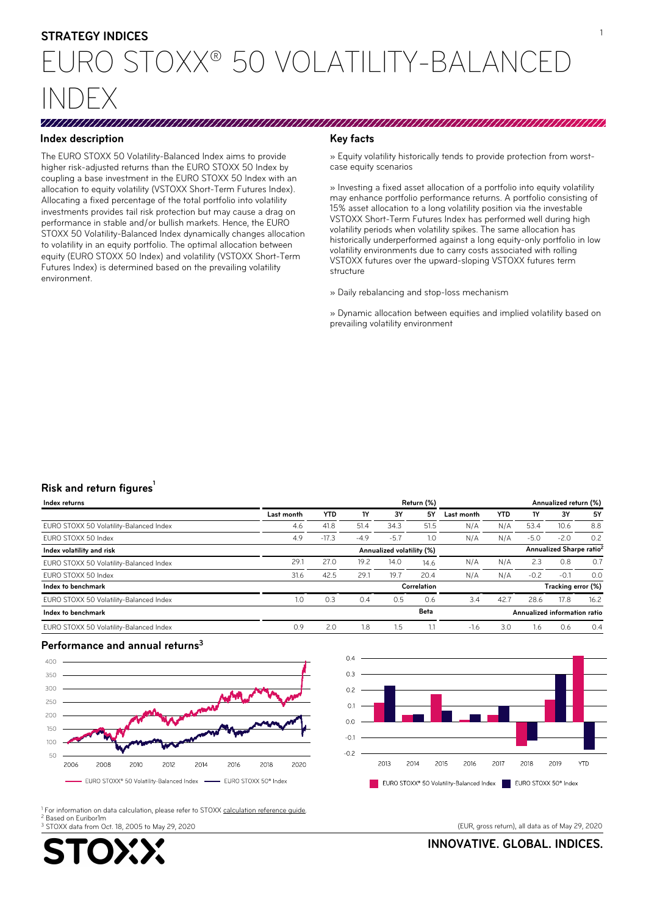**STRATEGY INDICES**

# EURO STOXX® 50 VOLATILITY-BALANCED INDEX

## Index description

The EURO STOXX 50 Volatility-Balanced Index aims to provide higher risk-adjusted returns than the EURO STOXX 50 Index by coupling a base investment in the EURO STOXX 50 Index with an allocation to equity volatility (VSTOXX Short-Term Futures Index). Allocating a fixed percentage of the total portfolio into volatility investments provides tail risk protection but may cause a drag on performance in stable and/or bullish markets. Hence, the EURO STOXX 50 Volatility-Balanced Index dynamically changes allocation to volatility in an equity portfolio. The optimal allocation between equity (EURO STOXX 50 Index) and volatility (VSTOXX Short-Term Futures Index) is determined based on the prevailing volatility environment.

## Key facts

» Equity volatility historically tends to provide protection from worst-case equity scenarios

» Investing a fixed asset allocation of a portfolio into equity volatility may enhance portfolio performance returns. A portfolio consisting of 15% asset allocation to a long volatility position via the investable VSTOXX Short-Term Futures Index has performed well during high volatility periods when volatility spikes. The same allocation has historically underperformed against a long equity-only portfolio in low volatility environments due to carry costs associated with rolling VSTOXX futures over the upward-sloping VSTOXX futures term structure

» Daily rebalancing and stop-loss mechanism

» Dynamic allocation between equities and implied volatility based on prevailing volatility environment

## Risk and return figures[1]

| Index returns | | | | Return (%) | | | | | Annualized return (%) | |
|---|---|---|---|---|---|---|---|---|---|---|
| | Last month | YTD | 1Y | 3Y | 5Y | Last month | YTD | 1Y | 3Y | 5Y |
| EURO STOXX 50 Volatility-Balanced Index | 4.6 | 41.8 | 51.4 | 34.3 | 51.5 | N/A | N/A | 53.4 | 10.6 | 8.8 |
| EURO STOXX 50 Index | 4.9 | -17.3 | -4.9 | -5.7 | 1.0 | N/A | N/A | -5.0 | -2.0 | 0.2 |
| **Index volatility and risk** | | | | Annualized volatility (%) | | | | | Annualized Sharpe ratio[2] | |
| EURO STOXX 50 Volatility-Balanced Index | 29.1 | 27.0 | 19.2 | 14.0 | 14.6 | N/A | N/A | 2.3 | 0.8 | 0.7 |
| EURO STOXX 50 Index | 31.6 | 42.5 | 29.1 | 19.7 | 20.4 | N/A | N/A | -0.2 | -0.1 | 0.0 |
| **Index to benchmark** | | | | Correlation | | | | | Tracking error (%) | |
| EURO STOXX 50 Volatility-Balanced Index | 1.0 | 0.3 | 0.4 | 0.5 | 0.6 | 3.4 | 42.7 | 28.6 | 17.8 | 16.2 |
| **Index to benchmark** | | | | Beta | | | | | Annualized information ratio | |
| EURO STOXX 50 Volatility-Balanced Index | 0.9 | 2.0 | 1.8 | 1.5 | 1.1 | -1.6 | 3.0 | 1.6 | 0.6 | 0.4 |

## Performance and annual returns[3]

[1] For information on data calculation, please refer to STOXX calculation reference guide.
[2] Based on Euribor1m
[3] STOXX data from Oct. 18, 2005 to May 29, 2020

(EUR, gross return), all data as of May 29, 2020

INNOVATIVE. GLOBAL. INDICES.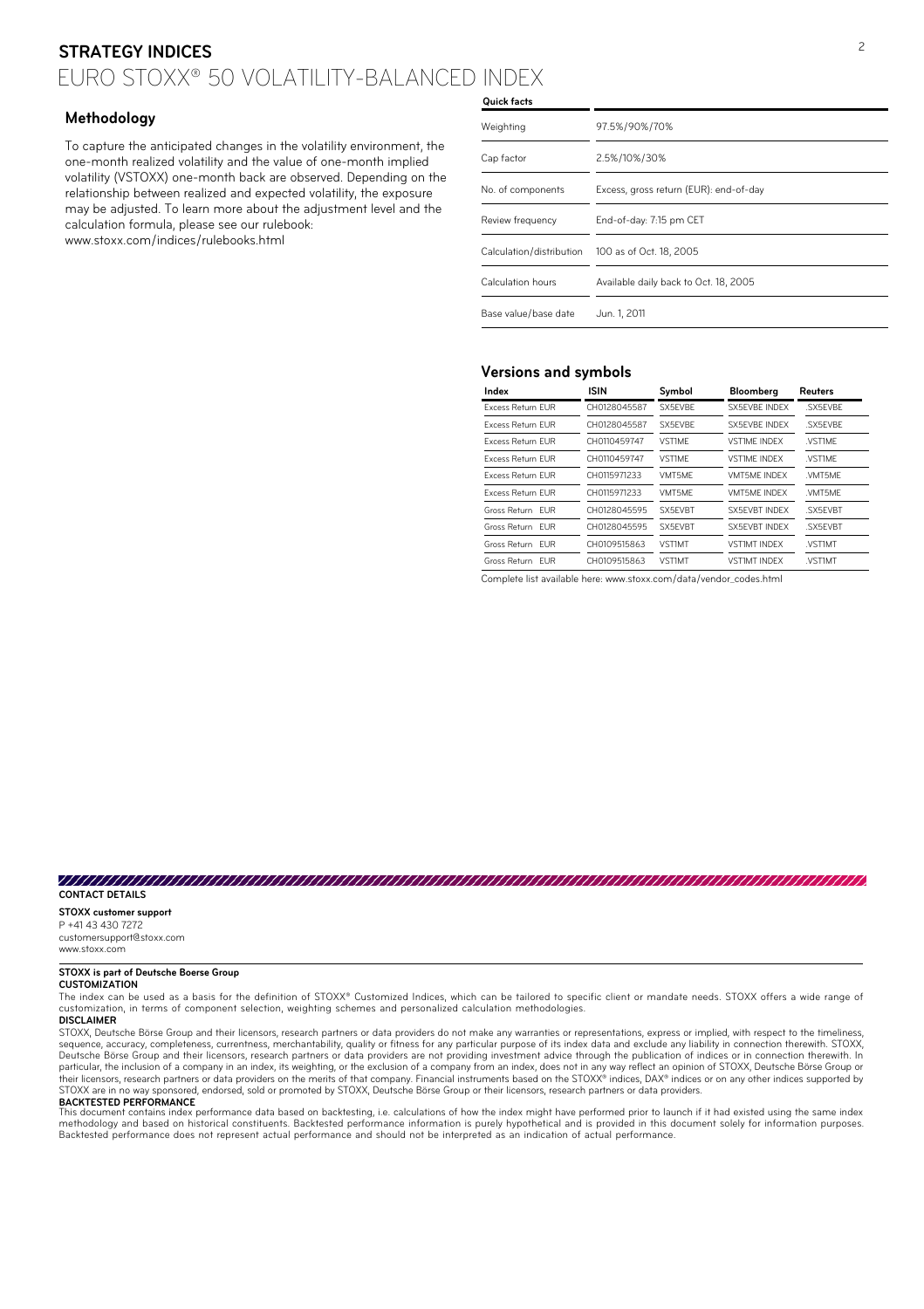## STRATEGY INDICES

# EURO STOXX® 50 VOLATILITY-BALANCED INDEX

## Methodology

To capture the anticipated changes in the volatility environment, the one-month realized volatility and the value of one-month implied volatility (VSTOXX) one-month back are observed. Depending on the relationship between realized and expected volatility, the exposure may be adjusted. To learn more about the adjustment level and the calculation formula, please see our rulebook:
www.stoxx.com/indices/rulebooks.html

**Quick facts**

| | |
|---|---|
| Weighting | 97.5%/90%/70% |
| Cap factor | 2.5%/10%/30% |
| No. of components | Excess, gross return (EUR): end-of-day |
| Review frequency | End-of-day: 7:15 pm CET |
| Calculation/distribution | 100 as of Oct. 18, 2005 |
| Calculation hours | Available daily back to Oct. 18, 2005 |
| Base value/base date | Jun. 1, 2011 |

## Versions and symbols

| Index | ISIN | Symbol | Bloomberg | Reuters |
|---|---|---|---|---|
| Excess Return EUR | CH0128045587 | SX5EVBE | SX5EVBE INDEX | .SX5EVBE |
| Excess Return EUR | CH0128045587 | SX5EVBE | SX5EVBE INDEX | .SX5EVBE |
| Excess Return EUR | CH0110459747 | VST1ME | VST1ME INDEX | .VST1ME |
| Excess Return EUR | CH0110459747 | VST1ME | VST1ME INDEX | .VST1ME |
| Excess Return EUR | CH0115971233 | VMT5ME | VMT5ME INDEX | .VMT5ME |
| Excess Return EUR | CH0115971233 | VMT5ME | VMT5ME INDEX | .VMT5ME |
| Gross Return EUR | CH0128045595 | SX5EVBT | SX5EVBT INDEX | .SX5EVBT |
| Gross Return EUR | CH0128045595 | SX5EVBT | SX5EVBT INDEX | .SX5EVBT |
| Gross Return EUR | CH0109515863 | VST1MT | VST1MT INDEX | .VST1MT |
| Gross Return EUR | CH0109515863 | VST1MT | VST1MT INDEX | .VST1MT |

Complete list available here: www.stoxx.com/data/vendor_codes.html

**CONTACT DETAILS**

**STOXX customer support**
P +41 43 430 7272
customersupport@stoxx.com
www.stoxx.com

**STOXX is part of Deutsche Boerse Group**

**CUSTOMIZATION**
The index can be used as a basis for the definition of STOXX® Customized Indices, which can be tailored to specific client or mandate needs. STOXX offers a wide range of customization, in terms of component selection, weighting schemes and personalized calculation methodologies.

**DISCLAIMER**
STOXX, Deutsche Börse Group and their licensors, research partners or data providers do not make any warranties or representations, express or implied, with respect to the timeliness, sequence, accuracy, completeness, currentness, merchantability, quality or fitness for any particular purpose of its index data and exclude any liability in connection therewith. STOXX, Deutsche Börse Group and their licensors, research partners or data providers are not providing investment advice through the publication of indices or in connection therewith. In particular, the inclusion of a company in an index, its weighting, or the exclusion of a company from an index, does not in any way reflect an opinion of STOXX, Deutsche Börse Group or their licensors, research partners or data providers on the merits of that company. Financial instruments based on the STOXX® indices, DAX® indices or on any other indices supported by STOXX are in no way sponsored, endorsed, sold or promoted by STOXX, Deutsche Börse Group or their licensors, research partners or data providers.

**BACKTESTED PERFORMANCE**
This document contains index performance data based on backtesting, i.e. calculations of how the index might have performed prior to launch if it had existed using the same index methodology and based on historical constituents. Backtested performance information is purely hypothetical and is provided in this document solely for information purposes. Backtested performance does not represent actual performance and should not be interpreted as an indication of actual performance.